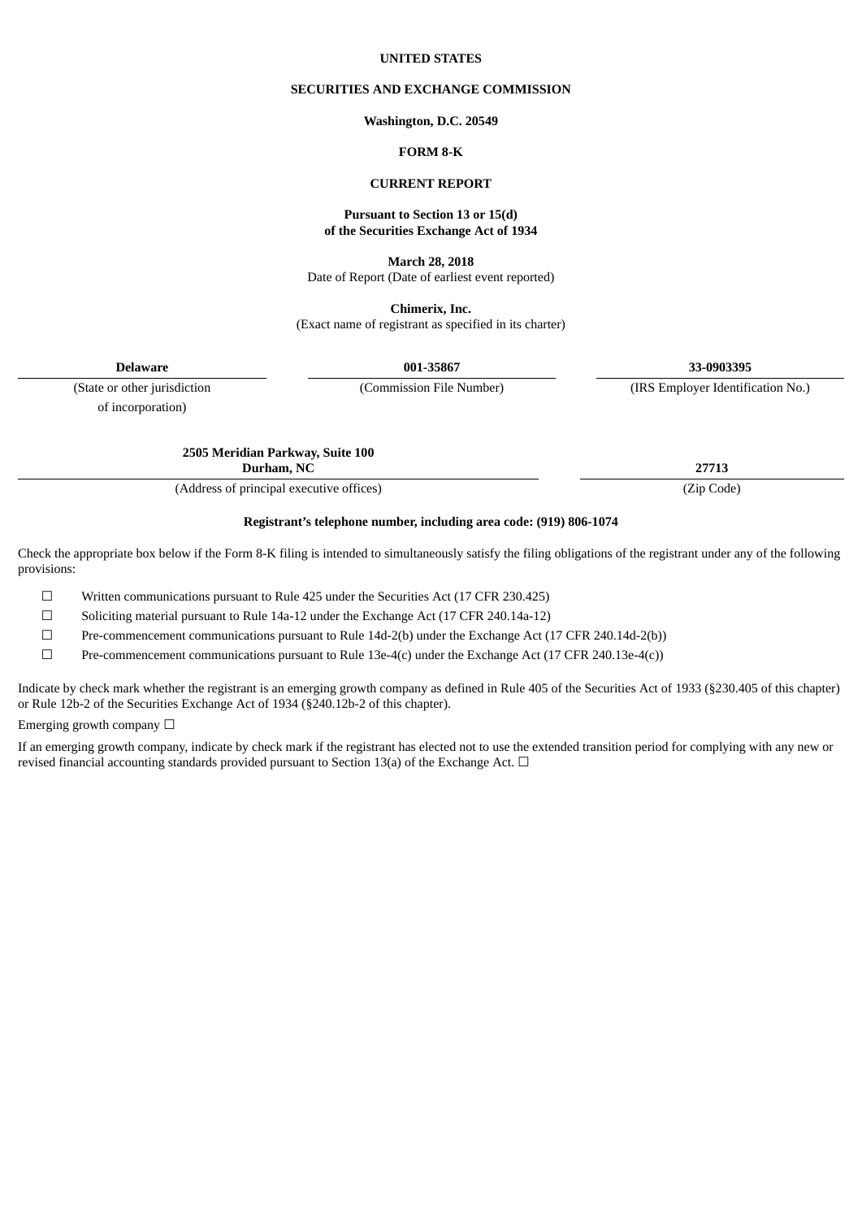**UNITED STATES**

**SECURITIES AND EXCHANGE COMMISSION**

**Washington, D.C. 20549**

**FORM 8-K**

**CURRENT REPORT**

**Pursuant to Section 13 or 15(d)**
**of the Securities Exchange Act of 1934**

**March 28, 2018**
Date of Report (Date of earliest event reported)

**Chimerix, Inc.**
(Exact name of registrant as specified in its charter)

| **Delaware** | **001-35867** | **33-0903395** |
|---|---|---|
| (State or other jurisdiction of incorporation) | (Commission File Number) | (IRS Employer Identification No.) |

| **2505 Meridian Parkway, Suite 100 Durham, NC** | **27713** |
|---|---|
| (Address of principal executive offices) | (Zip Code) |

**Registrant's telephone number, including area code: (919) 806-1074**

Check the appropriate box below if the Form 8-K filing is intended to simultaneously satisfy the filing obligations of the registrant under any of the following provisions:

☐ Written communications pursuant to Rule 425 under the Securities Act (17 CFR 230.425)

☐ Soliciting material pursuant to Rule 14a-12 under the Exchange Act (17 CFR 240.14a-12)

☐ Pre-commencement communications pursuant to Rule 14d-2(b) under the Exchange Act (17 CFR 240.14d-2(b))

☐ Pre-commencement communications pursuant to Rule 13e-4(c) under the Exchange Act (17 CFR 240.13e-4(c))

Indicate by check mark whether the registrant is an emerging growth company as defined in Rule 405 of the Securities Act of 1933 (§230.405 of this chapter) or Rule 12b-2 of the Securities Exchange Act of 1934 (§240.12b-2 of this chapter).

Emerging growth company ☐

If an emerging growth company, indicate by check mark if the registrant has elected not to use the extended transition period for complying with any new or revised financial accounting standards provided pursuant to Section 13(a) of the Exchange Act. ☐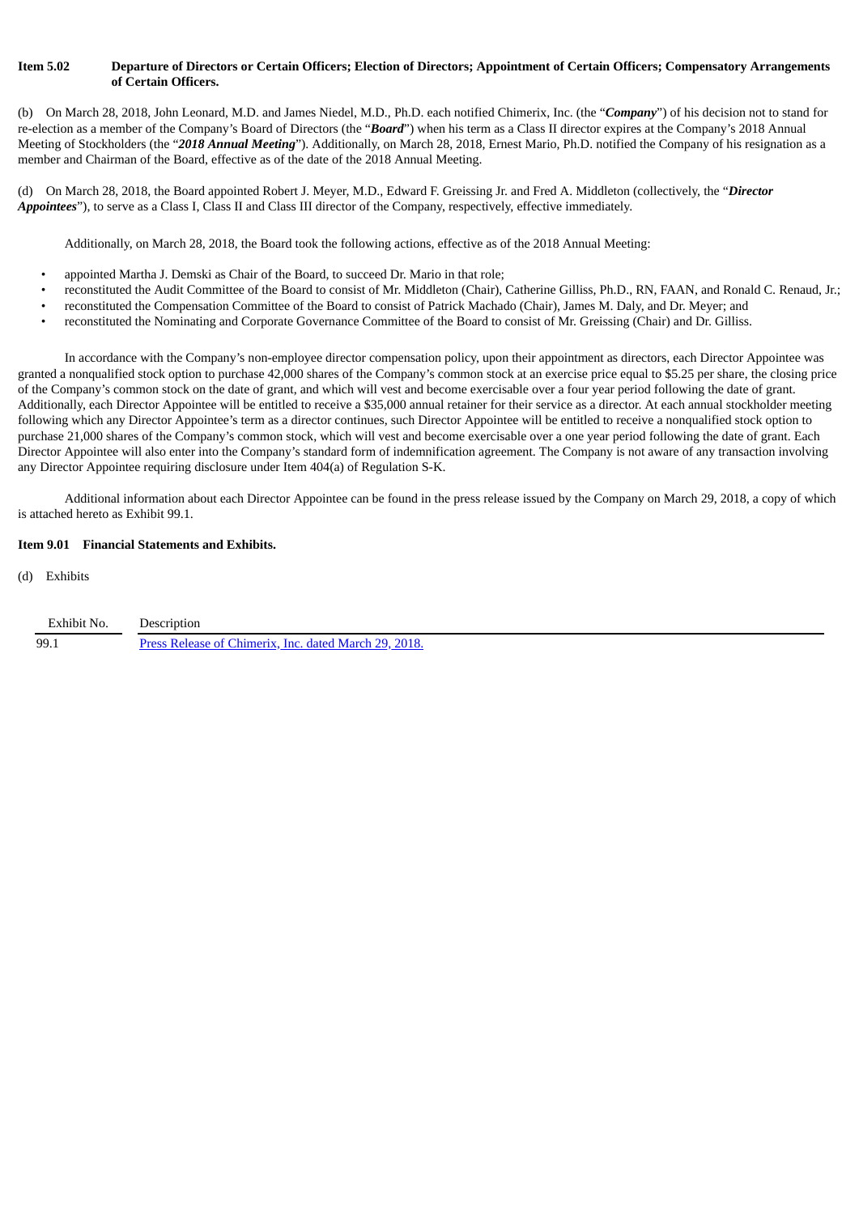**Item 5.02 Departure of Directors or Certain Officers; Election of Directors; Appointment of Certain Officers; Compensatory Arrangements of Certain Officers.**

(b) On March 28, 2018, John Leonard, M.D. and James Niedel, M.D., Ph.D. each notified Chimerix, Inc. (the "***Company***") of his decision not to stand for re-election as a member of the Company's Board of Directors (the "***Board***") when his term as a Class II director expires at the Company's 2018 Annual Meeting of Stockholders (the "***2018 Annual Meeting***"). Additionally, on March 28, 2018, Ernest Mario, Ph.D. notified the Company of his resignation as a member and Chairman of the Board, effective as of the date of the 2018 Annual Meeting.

(d) On March 28, 2018, the Board appointed Robert J. Meyer, M.D., Edward F. Greissing Jr. and Fred A. Middleton (collectively, the "***Director Appointees***"), to serve as a Class I, Class II and Class III director of the Company, respectively, effective immediately.

Additionally, on March 28, 2018, the Board took the following actions, effective as of the 2018 Annual Meeting:

- appointed Martha J. Demski as Chair of the Board, to succeed Dr. Mario in that role;
- reconstituted the Audit Committee of the Board to consist of Mr. Middleton (Chair), Catherine Gilliss, Ph.D., RN, FAAN, and Ronald C. Renaud, Jr.;
- reconstituted the Compensation Committee of the Board to consist of Patrick Machado (Chair), James M. Daly, and Dr. Meyer; and
- reconstituted the Nominating and Corporate Governance Committee of the Board to consist of Mr. Greissing (Chair) and Dr. Gilliss.

In accordance with the Company's non-employee director compensation policy, upon their appointment as directors, each Director Appointee was granted a nonqualified stock option to purchase 42,000 shares of the Company's common stock at an exercise price equal to $5.25 per share, the closing price of the Company's common stock on the date of grant, and which will vest and become exercisable over a four year period following the date of grant. Additionally, each Director Appointee will be entitled to receive a $35,000 annual retainer for their service as a director. At each annual stockholder meeting following which any Director Appointee's term as a director continues, such Director Appointee will be entitled to receive a nonqualified stock option to purchase 21,000 shares of the Company's common stock, which will vest and become exercisable over a one year period following the date of grant. Each Director Appointee will also enter into the Company's standard form of indemnification agreement. The Company is not aware of any transaction involving any Director Appointee requiring disclosure under Item 404(a) of Regulation S-K.

Additional information about each Director Appointee can be found in the press release issued by the Company on March 29, 2018, a copy of which is attached hereto as Exhibit 99.1.

**Item 9.01 Financial Statements and Exhibits.**

(d) Exhibits

| Exhibit No. | Description |
|---|---|
| 99.1 | Press Release of Chimerix, Inc. dated March 29, 2018. |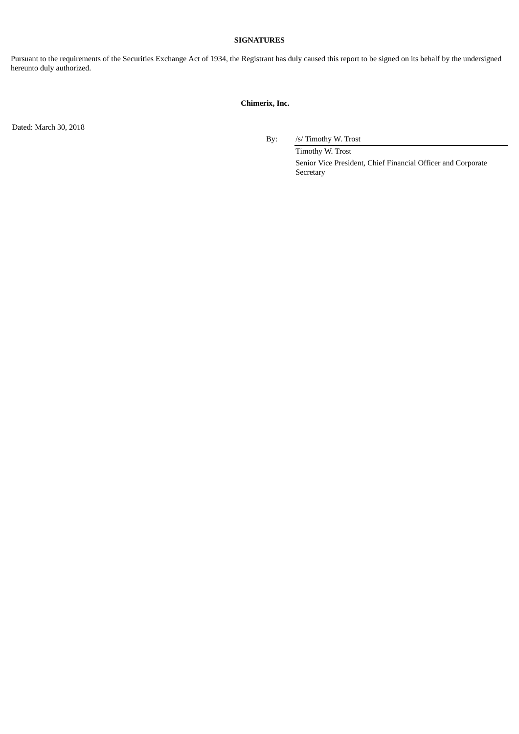**SIGNATURES**

Pursuant to the requirements of the Securities Exchange Act of 1934, the Registrant has duly caused this report to be signed on its behalf by the undersigned hereunto duly authorized.

**Chimerix, Inc.**

Dated: March 30, 2018

By: /s/ Timothy W. Trost

Timothy W. Trost

Senior Vice President, Chief Financial Officer and Corporate Secretary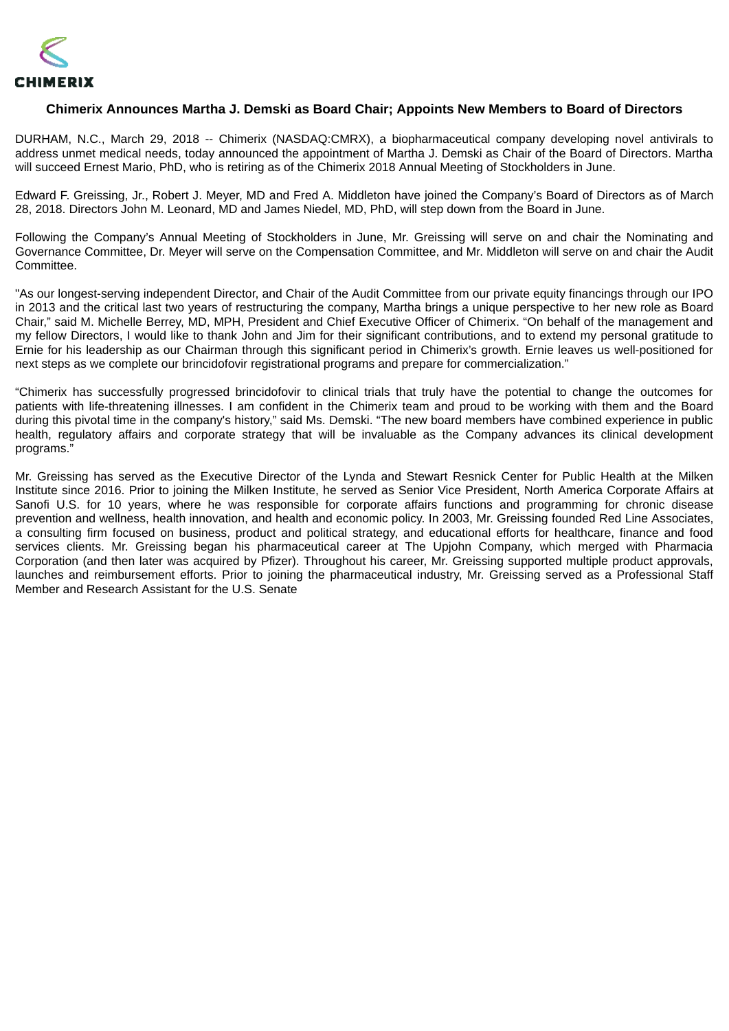**CHIMERIX**

## Chimerix Announces Martha J. Demski as Board Chair; Appoints New Members to Board of Directors

DURHAM, N.C., March 29, 2018 -- Chimerix (NASDAQ:CMRX), a biopharmaceutical company developing novel antivirals to address unmet medical needs, today announced the appointment of Martha J. Demski as Chair of the Board of Directors. Martha will succeed Ernest Mario, PhD, who is retiring as of the Chimerix 2018 Annual Meeting of Stockholders in June.

Edward F. Greissing, Jr., Robert J. Meyer, MD and Fred A. Middleton have joined the Company's Board of Directors as of March 28, 2018. Directors John M. Leonard, MD and James Niedel, MD, PhD, will step down from the Board in June.

Following the Company's Annual Meeting of Stockholders in June, Mr. Greissing will serve on and chair the Nominating and Governance Committee, Dr. Meyer will serve on the Compensation Committee, and Mr. Middleton will serve on and chair the Audit Committee.

"As our longest-serving independent Director, and Chair of the Audit Committee from our private equity financings through our IPO in 2013 and the critical last two years of restructuring the company, Martha brings a unique perspective to her new role as Board Chair," said M. Michelle Berrey, MD, MPH, President and Chief Executive Officer of Chimerix. "On behalf of the management and my fellow Directors, I would like to thank John and Jim for their significant contributions, and to extend my personal gratitude to Ernie for his leadership as our Chairman through this significant period in Chimerix's growth. Ernie leaves us well-positioned for next steps as we complete our brincidofovir registrational programs and prepare for commercialization."

"Chimerix has successfully progressed brincidofovir to clinical trials that truly have the potential to change the outcomes for patients with life-threatening illnesses. I am confident in the Chimerix team and proud to be working with them and the Board during this pivotal time in the company's history," said Ms. Demski. "The new board members have combined experience in public health, regulatory affairs and corporate strategy that will be invaluable as the Company advances its clinical development programs."

Mr. Greissing has served as the Executive Director of the Lynda and Stewart Resnick Center for Public Health at the Milken Institute since 2016. Prior to joining the Milken Institute, he served as Senior Vice President, North America Corporate Affairs at Sanofi U.S. for 10 years, where he was responsible for corporate affairs functions and programming for chronic disease prevention and wellness, health innovation, and health and economic policy. In 2003, Mr. Greissing founded Red Line Associates, a consulting firm focused on business, product and political strategy, and educational efforts for healthcare, finance and food services clients. Mr. Greissing began his pharmaceutical career at The Upjohn Company, which merged with Pharmacia Corporation (and then later was acquired by Pfizer). Throughout his career, Mr. Greissing supported multiple product approvals, launches and reimbursement efforts. Prior to joining the pharmaceutical industry, Mr. Greissing served as a Professional Staff Member and Research Assistant for the U.S. Senate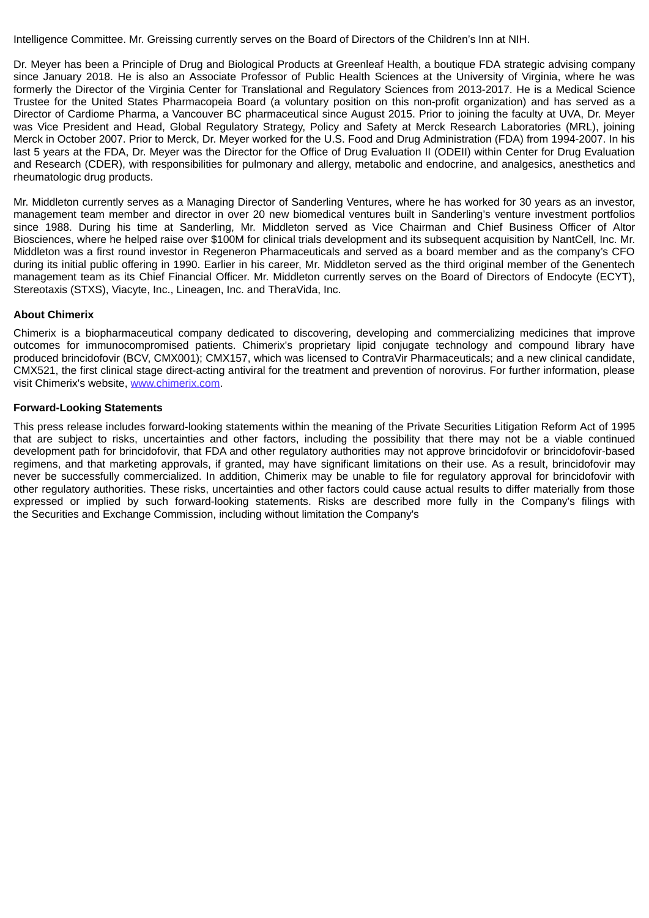Intelligence Committee. Mr. Greissing currently serves on the Board of Directors of the Children's Inn at NIH.

Dr. Meyer has been a Principle of Drug and Biological Products at Greenleaf Health, a boutique FDA strategic advising company since January 2018. He is also an Associate Professor of Public Health Sciences at the University of Virginia, where he was formerly the Director of the Virginia Center for Translational and Regulatory Sciences from 2013-2017. He is a Medical Science Trustee for the United States Pharmacopeia Board (a voluntary position on this non-profit organization) and has served as a Director of Cardiome Pharma, a Vancouver BC pharmaceutical since August 2015. Prior to joining the faculty at UVA, Dr. Meyer was Vice President and Head, Global Regulatory Strategy, Policy and Safety at Merck Research Laboratories (MRL), joining Merck in October 2007. Prior to Merck, Dr. Meyer worked for the U.S. Food and Drug Administration (FDA) from 1994-2007. In his last 5 years at the FDA, Dr. Meyer was the Director for the Office of Drug Evaluation II (ODEII) within Center for Drug Evaluation and Research (CDER), with responsibilities for pulmonary and allergy, metabolic and endocrine, and analgesics, anesthetics and rheumatologic drug products.

Mr. Middleton currently serves as a Managing Director of Sanderling Ventures, where he has worked for 30 years as an investor, management team member and director in over 20 new biomedical ventures built in Sanderling's venture investment portfolios since 1988. During his time at Sanderling, Mr. Middleton served as Vice Chairman and Chief Business Officer of Altor Biosciences, where he helped raise over $100M for clinical trials development and its subsequent acquisition by NantCell, Inc. Mr. Middleton was a first round investor in Regeneron Pharmaceuticals and served as a board member and as the company's CFO during its initial public offering in 1990. Earlier in his career, Mr. Middleton served as the third original member of the Genentech management team as its Chief Financial Officer. Mr. Middleton currently serves on the Board of Directors of Endocyte (ECYT), Stereotaxis (STXS), Viacyte, Inc., Lineagen, Inc. and TheraVida, Inc.

**About Chimerix**

Chimerix is a biopharmaceutical company dedicated to discovering, developing and commercializing medicines that improve outcomes for immunocompromised patients. Chimerix's proprietary lipid conjugate technology and compound library have produced brincidofovir (BCV, CMX001); CMX157, which was licensed to ContraVir Pharmaceuticals; and a new clinical candidate, CMX521, the first clinical stage direct-acting antiviral for the treatment and prevention of norovirus. For further information, please visit Chimerix's website, [www.chimerix.com](http://www.chimerix.com).

**Forward-Looking Statements**

This press release includes forward-looking statements within the meaning of the Private Securities Litigation Reform Act of 1995 that are subject to risks, uncertainties and other factors, including the possibility that there may not be a viable continued development path for brincidofovir, that FDA and other regulatory authorities may not approve brincidofovir or brincidofovir-based regimens, and that marketing approvals, if granted, may have significant limitations on their use. As a result, brincidofovir may never be successfully commercialized. In addition, Chimerix may be unable to file for regulatory approval for brincidofovir with other regulatory authorities. These risks, uncertainties and other factors could cause actual results to differ materially from those expressed or implied by such forward-looking statements. Risks are described more fully in the Company's filings with the Securities and Exchange Commission, including without limitation the Company's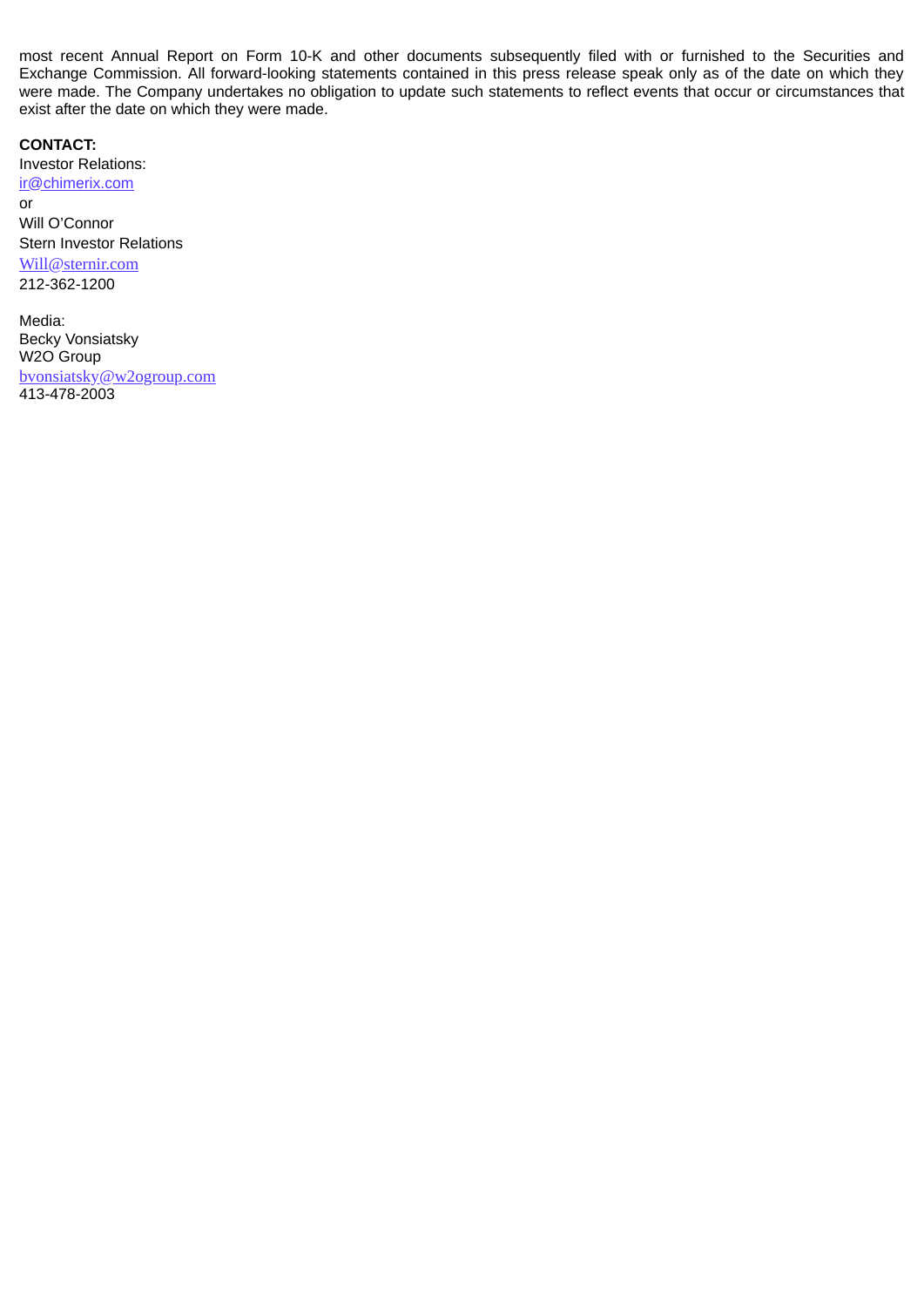most recent Annual Report on Form 10-K and other documents subsequently filed with or furnished to the Securities and Exchange Commission. All forward-looking statements contained in this press release speak only as of the date on which they were made. The Company undertakes no obligation to update such statements to reflect events that occur or circumstances that exist after the date on which they were made.

**CONTACT:**
Investor Relations:
ir@chimerix.com
or
Will O'Connor
Stern Investor Relations
Will@sternir.com
212-362-1200

Media:
Becky Vonsiatsky
W2O Group
bvonsiatsky@w2ogroup.com
413-478-2003